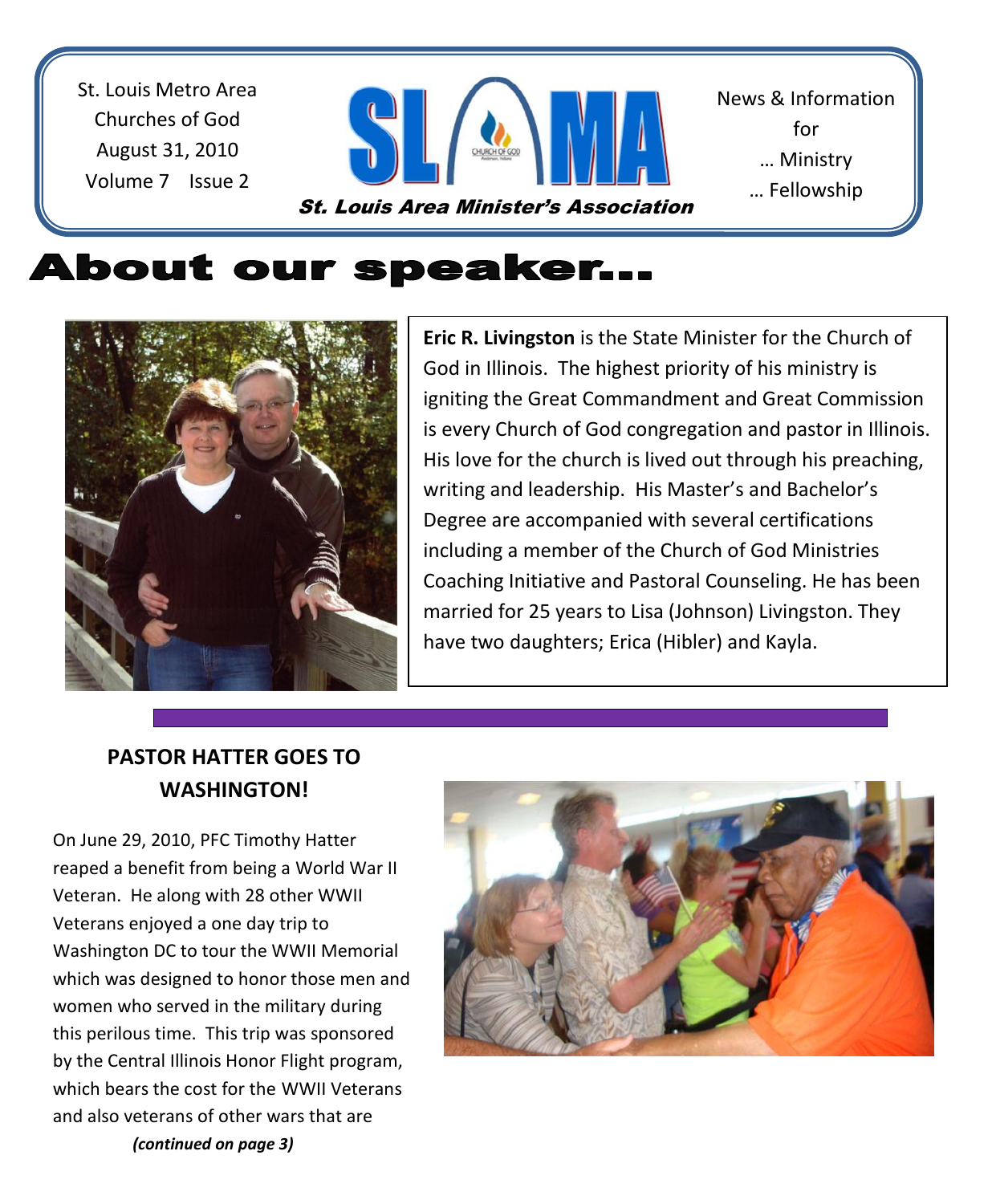St. Louis Metro Area Churches of God
August 31, 2010
Volume 7 Issue 2

# SLAMA

**St. Louis Area Minister's Association**

News & Information for
… Ministry
… Fellowship

# About our speaker…

**Eric R. Livingston** is the State Minister for the Church of God in Illinois. The highest priority of his ministry is igniting the Great Commandment and Great Commission is every Church of God congregation and pastor in Illinois. His love for the church is lived out through his preaching, writing and leadership. His Master's and Bachelor's Degree are accompanied with several certifications including a member of the Church of God Ministries Coaching Initiative and Pastoral Counseling. He has been married for 25 years to Lisa (Johnson) Livingston. They have two daughters; Erica (Hibler) and Kayla.

## PASTOR HATTER GOES TO WASHINGTON!

On June 29, 2010, PFC Timothy Hatter reaped a benefit from being a World War II Veteran. He along with 28 other WWII Veterans enjoyed a one day trip to Washington DC to tour the WWII Memorial which was designed to honor those men and women who served in the military during this perilous time. This trip was sponsored by the Central Illinois Honor Flight program, which bears the cost for the WWII Veterans and also veterans of other wars that are

***(continued on page 3)***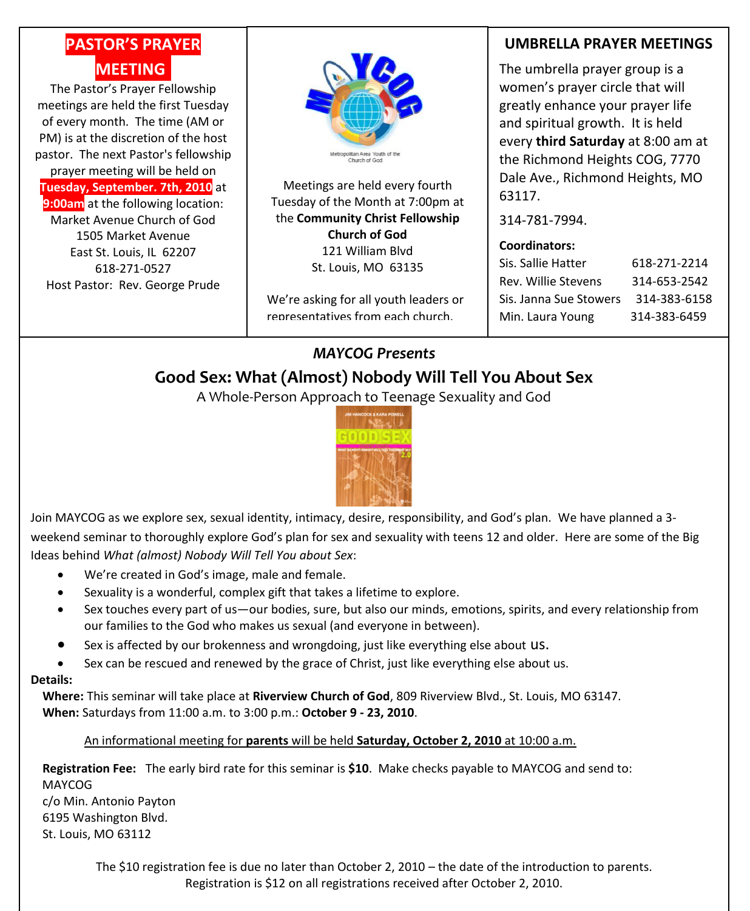## PASTOR'S PRAYER MEETING

The Pastor's Prayer Fellowship meetings are held the first Tuesday of every month. The time (AM or PM) is at the discretion of the host pastor. The next Pastor's fellowship prayer meeting will be held on **Tuesday, September. 7th, 2010** at **9:00am** at the following location:

Market Avenue Church of God
1505 Market Avenue
East St. Louis, IL 62207
618-271-0527
Host Pastor: Rev. George Prude

Metropolitan Area Youth of the Church of God

Meetings are held every fourth Tuesday of the Month at 7:00pm at the **Community Christ Fellowship Church of God**
121 William Blvd
St. Louis, MO 63135

We're asking for all youth leaders or representatives from each church.

## UMBRELLA PRAYER MEETINGS

The umbrella prayer group is a women's prayer circle that will greatly enhance your prayer life and spiritual growth. It is held every **third Saturday** at 8:00 am at the Richmond Heights COG, 7770 Dale Ave., Richmond Heights, MO 63117.

314-781-7994.

**Coordinators:**

| | |
|---|---|
| Sis. Sallie Hatter | 618-271-2214 |
| Rev. Willie Stevens | 314-653-2542 |
| Sis. Janna Sue Stowers | 314-383-6158 |
| Min. Laura Young | 314-383-6459 |

*MAYCOG Presents*

## Good Sex: What (Almost) Nobody Will Tell You About Sex

A Whole-Person Approach to Teenage Sexuality and God

Join MAYCOG as we explore sex, sexual identity, intimacy, desire, responsibility, and God's plan. We have planned a 3-weekend seminar to thoroughly explore God's plan for sex and sexuality with teens 12 and older. Here are some of the Big Ideas behind *What (almost) Nobody Will Tell You about Sex*:

- We're created in God's image, male and female.
- Sexuality is a wonderful, complex gift that takes a lifetime to explore.
- Sex touches every part of us—our bodies, sure, but also our minds, emotions, spirits, and every relationship from our families to the God who makes us sexual (and everyone in between).
- Sex is affected by our brokenness and wrongdoing, just like everything else about us.
- Sex can be rescued and renewed by the grace of Christ, just like everything else about us.

**Details:**

**Where:** This seminar will take place at **Riverview Church of God**, 809 Riverview Blvd., St. Louis, MO 63147.
**When:** Saturdays from 11:00 a.m. to 3:00 p.m.: **October 9 - 23, 2010**.

An informational meeting for **parents** will be held **Saturday, October 2, 2010** at 10:00 a.m.

**Registration Fee:** The early bird rate for this seminar is **$10**. Make checks payable to MAYCOG and send to:
MAYCOG
c/o Min. Antonio Payton
6195 Washington Blvd.
St. Louis, MO 63112

The $10 registration fee is due no later than October 2, 2010 – the date of the introduction to parents.
Registration is $12 on all registrations received after October 2, 2010.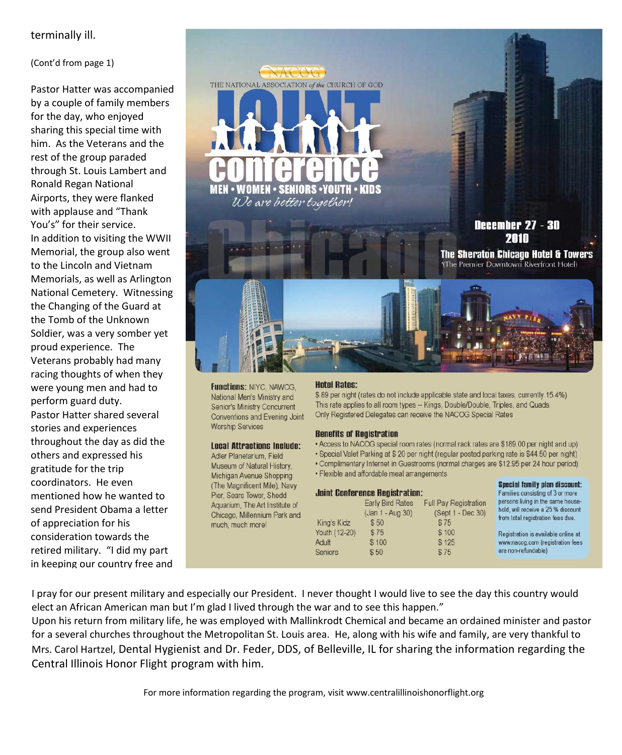terminally ill.

(Cont'd from page 1)

Pastor Hatter was accompanied by a couple of family members for the day, who enjoyed sharing this special time with him. As the Veterans and the rest of the group paraded through St. Louis Lambert and Ronald Regan National Airports, they were flanked with applause and "Thank You's" for their service. In addition to visiting the WWII Memorial, the group also went to the Lincoln and Vietnam Memorials, as well as Arlington National Cemetery. Witnessing the Changing of the Guard at the Tomb of the Unknown Soldier, was a very somber yet proud experience. The Veterans probably had many racing thoughts of when they were young men and had to perform guard duty. Pastor Hatter shared several stories and experiences throughout the day as did the others and expressed his gratitude for the trip coordinators. He even mentioned how he wanted to send President Obama a letter of appreciation for his consideration towards the retired military. "I did my part in keeping our country free and I pray for our present military and especially our President. I never thought I would live to see the day this country would elect an African American man but I'm glad I lived through the war and to see this happen."

Upon his return from military life, he was employed with Mallinkrodt Chemical and became an ordained minister and pastor for a several churches throughout the Metropolitan St. Louis area. He, along with his wife and family, are very thankful to Mrs. Carol Hartzel, Dental Hygienist and Dr. Feder, DDS, of Belleville, IL for sharing the information regarding the Central Illinois Honor Flight program with him.

For more information regarding the program, visit www.centralillinoishonorflight.org

---

NACOG

THE NATIONAL ASSOCIATION *of the* CHURCH OF GOD

# JOINT conference

**MEN • WOMEN • SENIORS • YOUTH • KIDS**

*We are better together!*

Chicago

**December 27 - 30 2010**

**The Sheraton Chicago Hotel & Towers**

*(The Premier Downtown Riverfront Hotel)

**Functions:** NIYC, NAWCG, National Men's Ministry and Senior's Ministry Concurrent Conventions and Evening Joint Worship Services

**Local Attractions Include:** Adler Planetarium, Field Museum of Natural History, Michigan Avenue Shopping (The Magnificent Mile), Navy Pier, Sears Tower, Shedd Aquarium, The Art Institute of Chicago, Millennium Park and much, much more!

**Hotel Rates:**

$ 89 per night (rates do not include applicable state and local taxes, currently 15.4%) This rate applies to all room types -- Kings, Double/Double, Triples, and Quads. Only Registered Delegates can receive the NACOG Special Rates

**Benefits of Registration**

- Access to NACOG special room rates (normal rack rates are $189.00 per night and up)
- Special Valet Parking at $ 20 per night (regular posted parking rate is $44.50 per night)
- Complimentary Internet in Guestrooms (normal charges are $12.95 per 24 hour period)
- Flexible and affordable meal arrangements

**Joint Conference Registration:**

| | Early Bird Rates (Jan 1 - Aug 30) | Full Pay Registration (Sept 1 - Dec 30) |
|---|---|---|
| King's Kidz | $ 50 | $ 75 |
| Youth (12-20) | $ 75 | $ 100 |
| Adult | $ 100 | $ 125 |
| Seniors | $ 50 | $ 75 |

**Special family plan discount:** Families consisting of 3 or more persons living in the same household, will receive a 25 % discount from total registration fees due.

Registration is available online at www.nacog.com (registration fees are non-refundable)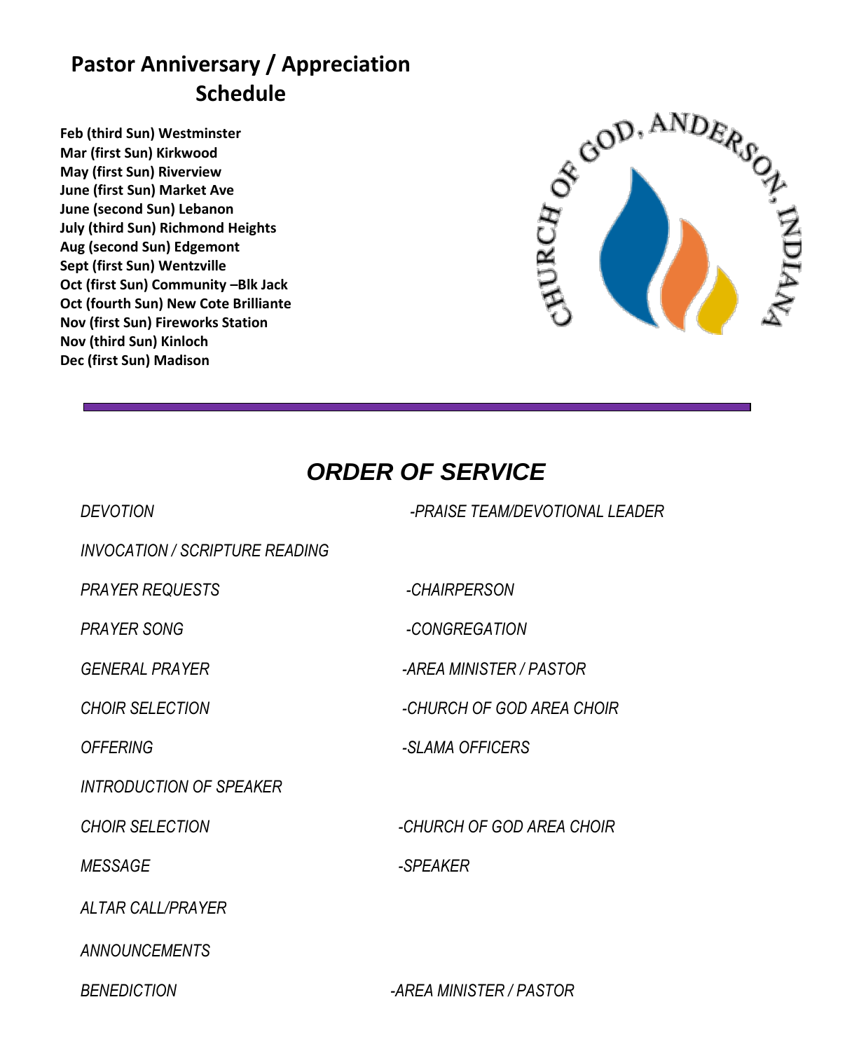# Pastor Anniversary / Appreciation Schedule

**Feb (third Sun) Westminster**
**Mar (first Sun) Kirkwood**
**May (first Sun) Riverview**
**June (first Sun) Market Ave**
**June (second Sun) Lebanon**
**July (third Sun) Richmond Heights**
**Aug (second Sun) Edgemont**
**Sept (first Sun) Wentzville**
**Oct (first Sun) Community –Blk Jack**
**Oct (fourth Sun) New Cote Brilliante**
**Nov (first Sun) Fireworks Station**
**Nov (third Sun) Kinloch**
**Dec (first Sun) Madison**

CHURCH OF GOD, ANDERSON, INDIANA

---

## *ORDER OF SERVICE*

| | |
|---|---|
| *DEVOTION* | *-PRAISE TEAM/DEVOTIONAL LEADER* |
| *INVOCATION / SCRIPTURE READING* | |
| *PRAYER REQUESTS* | *-CHAIRPERSON* |
| *PRAYER SONG* | *-CONGREGATION* |
| *GENERAL PRAYER* | *-AREA MINISTER / PASTOR* |
| *CHOIR SELECTION* | *-CHURCH OF GOD AREA CHOIR* |
| *OFFERING* | *-SLAMA OFFICERS* |
| *INTRODUCTION OF SPEAKER* | |
| *CHOIR SELECTION* | *-CHURCH OF GOD AREA CHOIR* |
| *MESSAGE* | *-SPEAKER* |
| *ALTAR CALL/PRAYER* | |
| *ANNOUNCEMENTS* | |
| *BENEDICTION* | *-AREA MINISTER / PASTOR* |